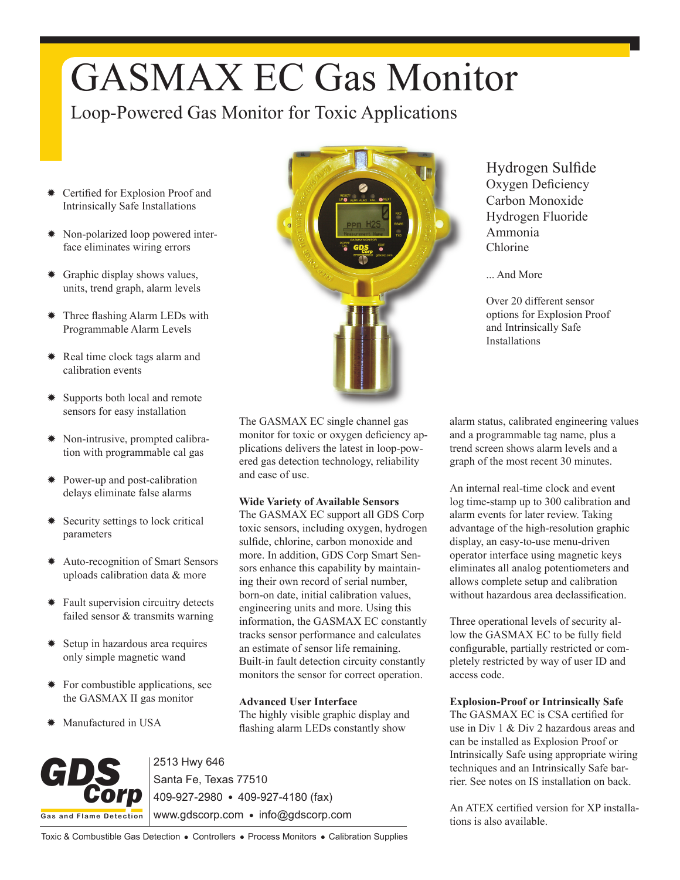# GASMAX EC Gas Monitor

## Loop-Powered Gas Monitor for Toxic Applications

- Certified for Explosion Proof and Intrinsically Safe Installations
- Non-polarized loop powered interface eliminates wiring errors
- Graphic display shows values, units, trend graph, alarm levels
- Three flashing Alarm LEDs with Programmable Alarm Levels
- Real time clock tags alarm and calibration events
- Supports both local and remote sensors for easy installation
- Non-intrusive, prompted calibration with programmable cal gas
- Power-up and post-calibration delays eliminate false alarms
- Security settings to lock critical parameters
- Auto-recognition of Smart Sensors uploads calibration data & more
- Fault supervision circuitry detects failed sensor & transmits warning
- Setup in hazardous area requires only simple magnetic wand
- For combustible applications, see the GASMAX II gas monitor
- Manufactured in USA

Hydrogen Sulfide
Oxygen Deficiency
Carbon Monoxide
Hydrogen Fluoride
Ammonia
Chlorine

... And More

Over 20 different sensor options for Explosion Proof and Intrinsically Safe Installations

The GASMAX EC single channel gas monitor for toxic or oxygen deficiency applications delivers the latest in loop-powered gas detection technology, reliability and ease of use.

**Wide Variety of Available Sensors**
The GASMAX EC support all GDS Corp toxic sensors, including oxygen, hydrogen sulfide, chlorine, carbon monoxide and more. In addition, GDS Corp Smart Sensors enhance this capability by maintaining their own record of serial number, born-on date, initial calibration values, engineering units and more. Using this information, the GASMAX EC constantly tracks sensor performance and calculates an estimate of sensor life remaining. Built-in fault detection circuitry constantly monitors the sensor for correct operation.

**Advanced User Interface**
The highly visible graphic display and flashing alarm LEDs constantly show alarm status, calibrated engineering values and a programmable tag name, plus a trend screen shows alarm levels and a graph of the most recent 30 minutes.

An internal real-time clock and event log time-stamp up to 300 calibration and alarm events for later review. Taking advantage of the high-resolution graphic display, an easy-to-use menu-driven operator interface using magnetic keys eliminates all analog potentiometers and allows complete setup and calibration without hazardous area declassification.

Three operational levels of security allow the GASMAX EC to be fully field configurable, partially restricted or completely restricted by way of user ID and access code.

**Explosion-Proof or Intrinsically Safe**
The GASMAX EC is CSA certified for use in Div 1 & Div 2 hazardous areas and can be installed as Explosion Proof or Intrinsically Safe using appropriate wiring techniques and an Intrinsically Safe barrier. See notes on IS installation on back.

An ATEX certified version for XP installations is also available.

**GDS Corp** — Gas and Flame Detection
2513 Hwy 646
Santa Fe, Texas 77510
409-927-2980 • 409-927-4180 (fax)
www.gdscorp.com • info@gdscorp.com

Toxic & Combustible Gas Detection • Controllers • Process Monitors • Calibration Supplies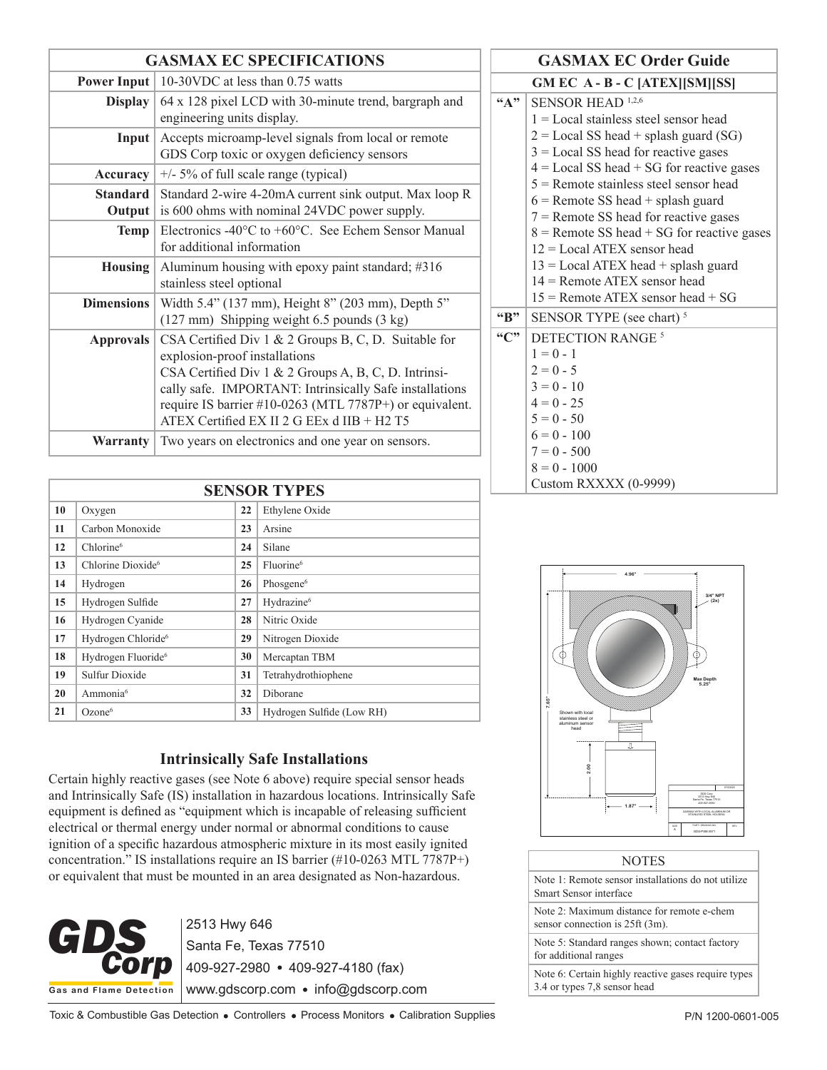## GASMAX EC SPECIFICATIONS

| | |
|---|---|
| **Power Input** | 10-30VDC at less than 0.75 watts |
| **Display** | 64 x 128 pixel LCD with 30-minute trend, bargraph and engineering units display. |
| **Input** | Accepts microamp-level signals from local or remote GDS Corp toxic or oxygen deficiency sensors |
| **Accuracy** | +/- 5% of full scale range (typical) |
| **Standard Output** | Standard 2-wire 4-20mA current sink output. Max loop R is 600 ohms with nominal 24VDC power supply. |
| **Temp** | Electronics -40°C to +60°C. See Echem Sensor Manual for additional information |
| **Housing** | Aluminum housing with epoxy paint standard; #316 stainless steel optional |
| **Dimensions** | Width 5.4" (137 mm), Height 8" (203 mm), Depth 5" (127 mm) Shipping weight 6.5 pounds (3 kg) |
| **Approvals** | CSA Certified Div 1 & 2 Groups B, C, D. Suitable for explosion-proof installations<br>CSA Certified Div 1 & 2 Groups A, B, C, D. Intrinsically safe. IMPORTANT: Intrinsically Safe installations require IS barrier #10-0263 (MTL 7787P+) or equivalent.<br>ATEX Certified EX II 2 G EEx d IIB + H2 T5 |
| **Warranty** | Two years on electronics and one year on sensors. |

## SENSOR TYPES

| | | | |
|---|---|---|---|
| 10 | Oxygen | 22 | Ethylene Oxide |
| 11 | Carbon Monoxide | 23 | Arsine |
| 12 | Chlorine[6] | 24 | Silane |
| 13 | Chlorine Dioxide[6] | 25 | Fluorine[6] |
| 14 | Hydrogen | 26 | Phosgene[6] |
| 15 | Hydrogen Sulfide | 27 | Hydrazine[6] |
| 16 | Hydrogen Cyanide | 28 | Nitric Oxide |
| 17 | Hydrogen Chloride[6] | 29 | Nitrogen Dioxide |
| 18 | Hydrogen Fluoride[6] | 30 | Mercaptan TBM |
| 19 | Sulfur Dioxide | 31 | Tetrahydrothiophene |
| 20 | Ammonia[6] | 32 | Diborane |
| 21 | Ozone[6] | 33 | Hydrogen Sulfide (Low RH) |

## Intrinsically Safe Installations

Certain highly reactive gases (see Note 6 above) require special sensor heads and Intrinsically Safe (IS) installation in hazardous locations. Intrinsically Safe equipment is defined as "equipment which is incapable of releasing sufficient electrical or thermal energy under normal or abnormal conditions to cause ignition of a specific hazardous atmospheric mixture in its most easily ignited concentration." IS installations require an IS barrier (#10-0263 MTL 7787P+) or equivalent that must be mounted in an area designated as Non-hazardous.

## GASMAX EC Order Guide

**GM EC A - B - C [ATEX][SM][SS]**

| | |
|---|---|
| "A" | SENSOR HEAD [1,2,6]<br>1 = Local stainless steel sensor head<br>2 = Local SS head + splash guard (SG)<br>3 = Local SS head for reactive gases<br>4 = Local SS head + SG for reactive gases<br>5 = Remote stainless steel sensor head<br>6 = Remote SS head + splash guard<br>7 = Remote SS head for reactive gases<br>8 = Remote SS head + SG for reactive gases<br>12 = Local ATEX sensor head<br>13 = Local ATEX head + splash guard<br>14 = Remote ATEX sensor head<br>15 = Remote ATEX sensor head + SG |
| "B" | SENSOR TYPE (see chart) [5] |
| "C" | DETECTION RANGE [5]<br>1 = 0 - 1<br>2 = 0 - 5<br>3 = 0 - 10<br>4 = 0 - 25<br>5 = 0 - 50<br>6 = 0 - 100<br>7 = 0 - 500<br>8 = 0 - 1000<br>Custom RXXXX (0-9999) |

4.96"
3/4" NPT (2x)
Max Depth 5.25"
7.65"
Shown with local stainless steel or aluminum sensor head
2.00
1.87"
GASMAX WITH LOCAL ALUMINUM OR STAINLESS STEEL HOUSING

## NOTES

| |
|---|
| Note 1: Remote sensor installations do not utilize Smart Sensor interface |
| Note 2: Maximum distance for remote e-chem sensor connection is 25ft (3m). |
| Note 5: Standard ranges shown; contact factory for additional ranges |
| Note 6: Certain highly reactive gases require types 3.4 or types 7,8 sensor head |

GDS Corp
Gas and Flame Detection

2513 Hwy 646
Santa Fe, Texas 77510
409-927-2980 • 409-927-4180 (fax)
www.gdscorp.com • info@gdscorp.com

Toxic & Combustible Gas Detection • Controllers • Process Monitors • Calibration Supplies

P/N 1200-0601-005